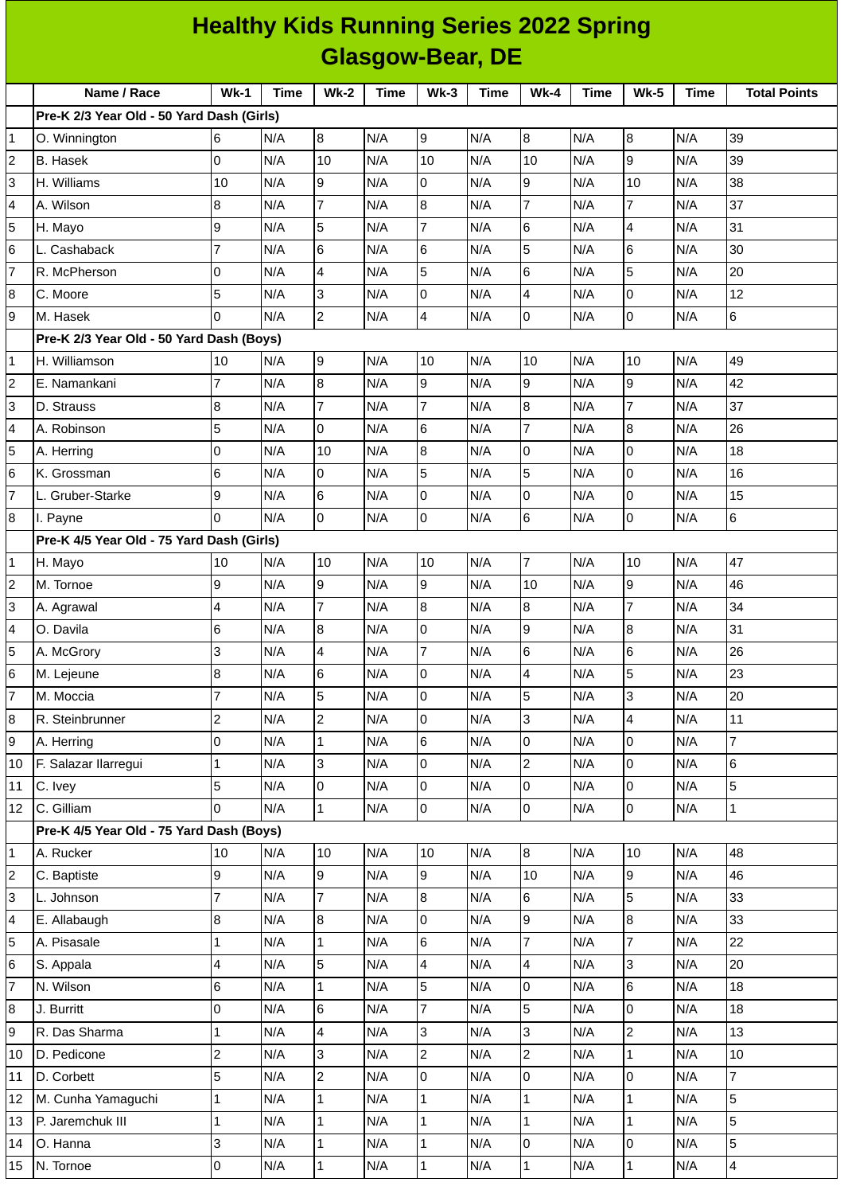# Healthy Kids Running Series 2022 Spring
## Glasgow-Bear, DE

| | Name / Race | Wk-1 | Time | Wk-2 | Time | Wk-3 | Time | Wk-4 | Time | Wk-5 | Time | Total Points |
|---|---|---|---|---|---|---|---|---|---|---|---|---|
| | **Pre-K 2/3 Year Old - 50 Yard Dash (Girls)** | | | | | | | | | | | |
| 1 | O. Winnington | 6 | N/A | 8 | N/A | 9 | N/A | 8 | N/A | 8 | N/A | 39 |
| 2 | B. Hasek | 0 | N/A | 10 | N/A | 10 | N/A | 10 | N/A | 9 | N/A | 39 |
| 3 | H. Williams | 10 | N/A | 9 | N/A | 0 | N/A | 9 | N/A | 10 | N/A | 38 |
| 4 | A. Wilson | 8 | N/A | 7 | N/A | 8 | N/A | 7 | N/A | 7 | N/A | 37 |
| 5 | H. Mayo | 9 | N/A | 5 | N/A | 7 | N/A | 6 | N/A | 4 | N/A | 31 |
| 6 | L. Cashaback | 7 | N/A | 6 | N/A | 6 | N/A | 5 | N/A | 6 | N/A | 30 |
| 7 | R. McPherson | 0 | N/A | 4 | N/A | 5 | N/A | 6 | N/A | 5 | N/A | 20 |
| 8 | C. Moore | 5 | N/A | 3 | N/A | 0 | N/A | 4 | N/A | 0 | N/A | 12 |
| 9 | M. Hasek | 0 | N/A | 2 | N/A | 4 | N/A | 0 | N/A | 0 | N/A | 6 |
| | **Pre-K 2/3 Year Old - 50 Yard Dash (Boys)** | | | | | | | | | | | |
| 1 | H. Williamson | 10 | N/A | 9 | N/A | 10 | N/A | 10 | N/A | 10 | N/A | 49 |
| 2 | E. Namankani | 7 | N/A | 8 | N/A | 9 | N/A | 9 | N/A | 9 | N/A | 42 |
| 3 | D. Strauss | 8 | N/A | 7 | N/A | 7 | N/A | 8 | N/A | 7 | N/A | 37 |
| 4 | A. Robinson | 5 | N/A | 0 | N/A | 6 | N/A | 7 | N/A | 8 | N/A | 26 |
| 5 | A. Herring | 0 | N/A | 10 | N/A | 8 | N/A | 0 | N/A | 0 | N/A | 18 |
| 6 | K. Grossman | 6 | N/A | 0 | N/A | 5 | N/A | 5 | N/A | 0 | N/A | 16 |
| 7 | L. Gruber-Starke | 9 | N/A | 6 | N/A | 0 | N/A | 0 | N/A | 0 | N/A | 15 |
| 8 | I. Payne | 0 | N/A | 0 | N/A | 0 | N/A | 6 | N/A | 0 | N/A | 6 |
| | **Pre-K 4/5 Year Old - 75 Yard Dash (Girls)** | | | | | | | | | | | |
| 1 | H. Mayo | 10 | N/A | 10 | N/A | 10 | N/A | 7 | N/A | 10 | N/A | 47 |
| 2 | M. Tornoe | 9 | N/A | 9 | N/A | 9 | N/A | 10 | N/A | 9 | N/A | 46 |
| 3 | A. Agrawal | 4 | N/A | 7 | N/A | 8 | N/A | 8 | N/A | 7 | N/A | 34 |
| 4 | O. Davila | 6 | N/A | 8 | N/A | 0 | N/A | 9 | N/A | 8 | N/A | 31 |
| 5 | A. McGrory | 3 | N/A | 4 | N/A | 7 | N/A | 6 | N/A | 6 | N/A | 26 |
| 6 | M. Lejeune | 8 | N/A | 6 | N/A | 0 | N/A | 4 | N/A | 5 | N/A | 23 |
| 7 | M. Moccia | 7 | N/A | 5 | N/A | 0 | N/A | 5 | N/A | 3 | N/A | 20 |
| 8 | R. Steinbrunner | 2 | N/A | 2 | N/A | 0 | N/A | 3 | N/A | 4 | N/A | 11 |
| 9 | A. Herring | 0 | N/A | 1 | N/A | 6 | N/A | 0 | N/A | 0 | N/A | 7 |
| 10 | F. Salazar Ilarregui | 1 | N/A | 3 | N/A | 0 | N/A | 2 | N/A | 0 | N/A | 6 |
| 11 | C. Ivey | 5 | N/A | 0 | N/A | 0 | N/A | 0 | N/A | 0 | N/A | 5 |
| 12 | C. Gilliam | 0 | N/A | 1 | N/A | 0 | N/A | 0 | N/A | 0 | N/A | 1 |
| | **Pre-K 4/5 Year Old - 75 Yard Dash (Boys)** | | | | | | | | | | | |
| 1 | A. Rucker | 10 | N/A | 10 | N/A | 10 | N/A | 8 | N/A | 10 | N/A | 48 |
| 2 | C. Baptiste | 9 | N/A | 9 | N/A | 9 | N/A | 10 | N/A | 9 | N/A | 46 |
| 3 | L. Johnson | 7 | N/A | 7 | N/A | 8 | N/A | 6 | N/A | 5 | N/A | 33 |
| 4 | E. Allabaugh | 8 | N/A | 8 | N/A | 0 | N/A | 9 | N/A | 8 | N/A | 33 |
| 5 | A. Pisasale | 1 | N/A | 1 | N/A | 6 | N/A | 7 | N/A | 7 | N/A | 22 |
| 6 | S. Appala | 4 | N/A | 5 | N/A | 4 | N/A | 4 | N/A | 3 | N/A | 20 |
| 7 | N. Wilson | 6 | N/A | 1 | N/A | 5 | N/A | 0 | N/A | 6 | N/A | 18 |
| 8 | J. Burritt | 0 | N/A | 6 | N/A | 7 | N/A | 5 | N/A | 0 | N/A | 18 |
| 9 | R. Das Sharma | 1 | N/A | 4 | N/A | 3 | N/A | 3 | N/A | 2 | N/A | 13 |
| 10 | D. Pedicone | 2 | N/A | 3 | N/A | 2 | N/A | 2 | N/A | 1 | N/A | 10 |
| 11 | D. Corbett | 5 | N/A | 2 | N/A | 0 | N/A | 0 | N/A | 0 | N/A | 7 |
| 12 | M. Cunha Yamaguchi | 1 | N/A | 1 | N/A | 1 | N/A | 1 | N/A | 1 | N/A | 5 |
| 13 | P. Jaremchuk III | 1 | N/A | 1 | N/A | 1 | N/A | 1 | N/A | 1 | N/A | 5 |
| 14 | O. Hanna | 3 | N/A | 1 | N/A | 1 | N/A | 0 | N/A | 0 | N/A | 5 |
| 15 | N. Tornoe | 0 | N/A | 1 | N/A | 1 | N/A | 1 | N/A | 1 | N/A | 4 |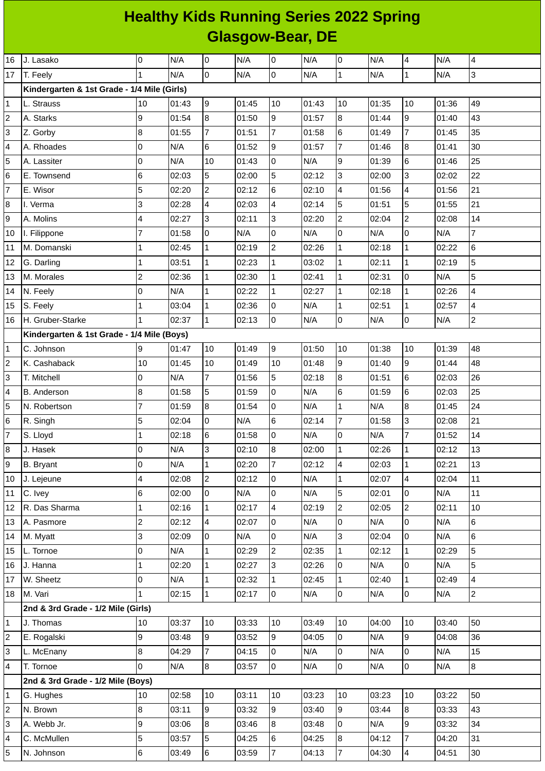# Healthy Kids Running Series 2022 Spring
## Glasgow-Bear, DE

| | | | | | | | | | | | | |
|---|---|---|---|---|---|---|---|---|---|---|---|---|
| 16 | J. Lasako | 0 | N/A | 0 | N/A | 0 | N/A | 0 | N/A | 4 | N/A | 4 |
| 17 | T. Feely | 1 | N/A | 0 | N/A | 0 | N/A | 1 | N/A | 1 | N/A | 3 |
| | **Kindergarten & 1st Grade - 1/4 Mile (Girls)** | | | | | | | | | | | |
| 1 | L. Strauss | 10 | 01:43 | 9 | 01:45 | 10 | 01:43 | 10 | 01:35 | 10 | 01:36 | 49 |
| 2 | A. Starks | 9 | 01:54 | 8 | 01:50 | 9 | 01:57 | 8 | 01:44 | 9 | 01:40 | 43 |
| 3 | Z. Gorby | 8 | 01:55 | 7 | 01:51 | 7 | 01:58 | 6 | 01:49 | 7 | 01:45 | 35 |
| 4 | A. Rhoades | 0 | N/A | 6 | 01:52 | 9 | 01:57 | 7 | 01:46 | 8 | 01:41 | 30 |
| 5 | A. Lassiter | 0 | N/A | 10 | 01:43 | 0 | N/A | 9 | 01:39 | 6 | 01:46 | 25 |
| 6 | E. Townsend | 6 | 02:03 | 5 | 02:00 | 5 | 02:12 | 3 | 02:00 | 3 | 02:02 | 22 |
| 7 | E. Wisor | 5 | 02:20 | 2 | 02:12 | 6 | 02:10 | 4 | 01:56 | 4 | 01:56 | 21 |
| 8 | I. Verma | 3 | 02:28 | 4 | 02:03 | 4 | 02:14 | 5 | 01:51 | 5 | 01:55 | 21 |
| 9 | A. Molins | 4 | 02:27 | 3 | 02:11 | 3 | 02:20 | 2 | 02:04 | 2 | 02:08 | 14 |
| 10 | I. Filippone | 7 | 01:58 | 0 | N/A | 0 | N/A | 0 | N/A | 0 | N/A | 7 |
| 11 | M. Domanski | 1 | 02:45 | 1 | 02:19 | 2 | 02:26 | 1 | 02:18 | 1 | 02:22 | 6 |
| 12 | G. Darling | 1 | 03:51 | 1 | 02:23 | 1 | 03:02 | 1 | 02:11 | 1 | 02:19 | 5 |
| 13 | M. Morales | 2 | 02:36 | 1 | 02:30 | 1 | 02:41 | 1 | 02:31 | 0 | N/A | 5 |
| 14 | N. Feely | 0 | N/A | 1 | 02:22 | 1 | 02:27 | 1 | 02:18 | 1 | 02:26 | 4 |
| 15 | S. Feely | 1 | 03:04 | 1 | 02:36 | 0 | N/A | 1 | 02:51 | 1 | 02:57 | 4 |
| 16 | H. Gruber-Starke | 1 | 02:37 | 1 | 02:13 | 0 | N/A | 0 | N/A | 0 | N/A | 2 |
| | **Kindergarten & 1st Grade - 1/4 Mile (Boys)** | | | | | | | | | | | |
| 1 | C. Johnson | 9 | 01:47 | 10 | 01:49 | 9 | 01:50 | 10 | 01:38 | 10 | 01:39 | 48 |
| 2 | K. Cashaback | 10 | 01:45 | 10 | 01:49 | 10 | 01:48 | 9 | 01:40 | 9 | 01:44 | 48 |
| 3 | T. Mitchell | 0 | N/A | 7 | 01:56 | 5 | 02:18 | 8 | 01:51 | 6 | 02:03 | 26 |
| 4 | B. Anderson | 8 | 01:58 | 5 | 01:59 | 0 | N/A | 6 | 01:59 | 6 | 02:03 | 25 |
| 5 | N. Robertson | 7 | 01:59 | 8 | 01:54 | 0 | N/A | 1 | N/A | 8 | 01:45 | 24 |
| 6 | R. Singh | 5 | 02:04 | 0 | N/A | 6 | 02:14 | 7 | 01:58 | 3 | 02:08 | 21 |
| 7 | S. Lloyd | 1 | 02:18 | 6 | 01:58 | 0 | N/A | 0 | N/A | 7 | 01:52 | 14 |
| 8 | J. Hasek | 0 | N/A | 3 | 02:10 | 8 | 02:00 | 1 | 02:26 | 1 | 02:12 | 13 |
| 9 | B. Bryant | 0 | N/A | 1 | 02:20 | 7 | 02:12 | 4 | 02:03 | 1 | 02:21 | 13 |
| 10 | J. Lejeune | 4 | 02:08 | 2 | 02:12 | 0 | N/A | 1 | 02:07 | 4 | 02:04 | 11 |
| 11 | C. Ivey | 6 | 02:00 | 0 | N/A | 0 | N/A | 5 | 02:01 | 0 | N/A | 11 |
| 12 | R. Das Sharma | 1 | 02:16 | 1 | 02:17 | 4 | 02:19 | 2 | 02:05 | 2 | 02:11 | 10 |
| 13 | A. Pasmore | 2 | 02:12 | 4 | 02:07 | 0 | N/A | 0 | N/A | 0 | N/A | 6 |
| 14 | M. Myatt | 3 | 02:09 | 0 | N/A | 0 | N/A | 3 | 02:04 | 0 | N/A | 6 |
| 15 | L. Tornoe | 0 | N/A | 1 | 02:29 | 2 | 02:35 | 1 | 02:12 | 1 | 02:29 | 5 |
| 16 | J. Hanna | 1 | 02:20 | 1 | 02:27 | 3 | 02:26 | 0 | N/A | 0 | N/A | 5 |
| 17 | W. Sheetz | 0 | N/A | 1 | 02:32 | 1 | 02:45 | 1 | 02:40 | 1 | 02:49 | 4 |
| 18 | M. Vari | 1 | 02:15 | 1 | 02:17 | 0 | N/A | 0 | N/A | 0 | N/A | 2 |
| | **2nd & 3rd Grade - 1/2 Mile (Girls)** | | | | | | | | | | | |
| 1 | J. Thomas | 10 | 03:37 | 10 | 03:33 | 10 | 03:49 | 10 | 04:00 | 10 | 03:40 | 50 |
| 2 | E. Rogalski | 9 | 03:48 | 9 | 03:52 | 9 | 04:05 | 0 | N/A | 9 | 04:08 | 36 |
| 3 | L. McEnany | 8 | 04:29 | 7 | 04:15 | 0 | N/A | 0 | N/A | 0 | N/A | 15 |
| 4 | T. Tornoe | 0 | N/A | 8 | 03:57 | 0 | N/A | 0 | N/A | 0 | N/A | 8 |
| | **2nd & 3rd Grade - 1/2 Mile (Boys)** | | | | | | | | | | | |
| 1 | G. Hughes | 10 | 02:58 | 10 | 03:11 | 10 | 03:23 | 10 | 03:23 | 10 | 03:22 | 50 |
| 2 | N. Brown | 8 | 03:11 | 9 | 03:32 | 9 | 03:40 | 9 | 03:44 | 8 | 03:33 | 43 |
| 3 | A. Webb Jr. | 9 | 03:06 | 8 | 03:46 | 8 | 03:48 | 0 | N/A | 9 | 03:32 | 34 |
| 4 | C. McMullen | 5 | 03:57 | 5 | 04:25 | 6 | 04:25 | 8 | 04:12 | 7 | 04:20 | 31 |
| 5 | N. Johnson | 6 | 03:49 | 6 | 03:59 | 7 | 04:13 | 7 | 04:30 | 4 | 04:51 | 30 |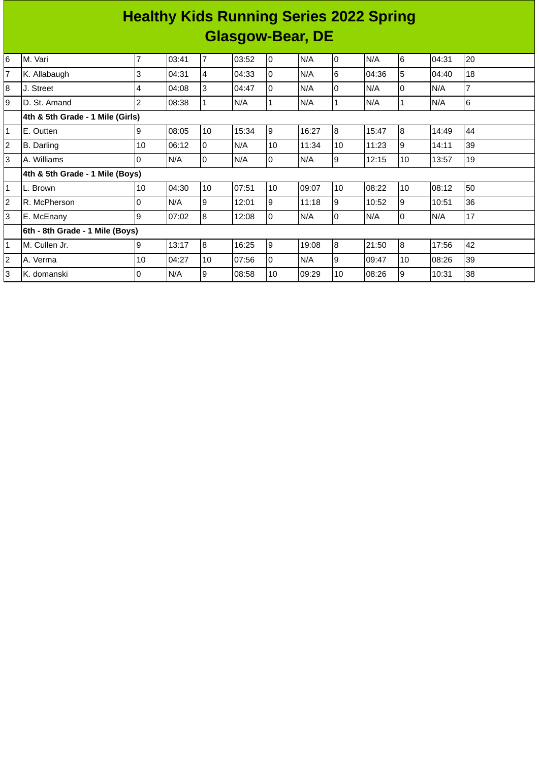# Healthy Kids Running Series 2022 Spring
## Glasgow-Bear, DE

| | | | | | | | | | | | | |
|---|---|---|---|---|---|---|---|---|---|---|---|---|
| 6 | M. Vari | 7 | 03:41 | 7 | 03:52 | 0 | N/A | 0 | N/A | 6 | 04:31 | 20 |
| 7 | K. Allabaugh | 3 | 04:31 | 4 | 04:33 | 0 | N/A | 6 | 04:36 | 5 | 04:40 | 18 |
| 8 | J. Street | 4 | 04:08 | 3 | 04:47 | 0 | N/A | 0 | N/A | 0 | N/A | 7 |
| 9 | D. St. Amand | 2 | 08:38 | 1 | N/A | 1 | N/A | 1 | N/A | 1 | N/A | 6 |
| | **4th & 5th Grade - 1 Mile (Girls)** | | | | | | | | | | | |
| 1 | E. Outten | 9 | 08:05 | 10 | 15:34 | 9 | 16:27 | 8 | 15:47 | 8 | 14:49 | 44 |
| 2 | B. Darling | 10 | 06:12 | 0 | N/A | 10 | 11:34 | 10 | 11:23 | 9 | 14:11 | 39 |
| 3 | A. Williams | 0 | N/A | 0 | N/A | 0 | N/A | 9 | 12:15 | 10 | 13:57 | 19 |
| | **4th & 5th Grade - 1 Mile (Boys)** | | | | | | | | | | | |
| 1 | L. Brown | 10 | 04:30 | 10 | 07:51 | 10 | 09:07 | 10 | 08:22 | 10 | 08:12 | 50 |
| 2 | R. McPherson | 0 | N/A | 9 | 12:01 | 9 | 11:18 | 9 | 10:52 | 9 | 10:51 | 36 |
| 3 | E. McEnany | 9 | 07:02 | 8 | 12:08 | 0 | N/A | 0 | N/A | 0 | N/A | 17 |
| | **6th - 8th Grade - 1 Mile (Boys)** | | | | | | | | | | | |
| 1 | M. Cullen Jr. | 9 | 13:17 | 8 | 16:25 | 9 | 19:08 | 8 | 21:50 | 8 | 17:56 | 42 |
| 2 | A. Verma | 10 | 04:27 | 10 | 07:56 | 0 | N/A | 9 | 09:47 | 10 | 08:26 | 39 |
| 3 | K. domanski | 0 | N/A | 9 | 08:58 | 10 | 09:29 | 10 | 08:26 | 9 | 10:31 | 38 |